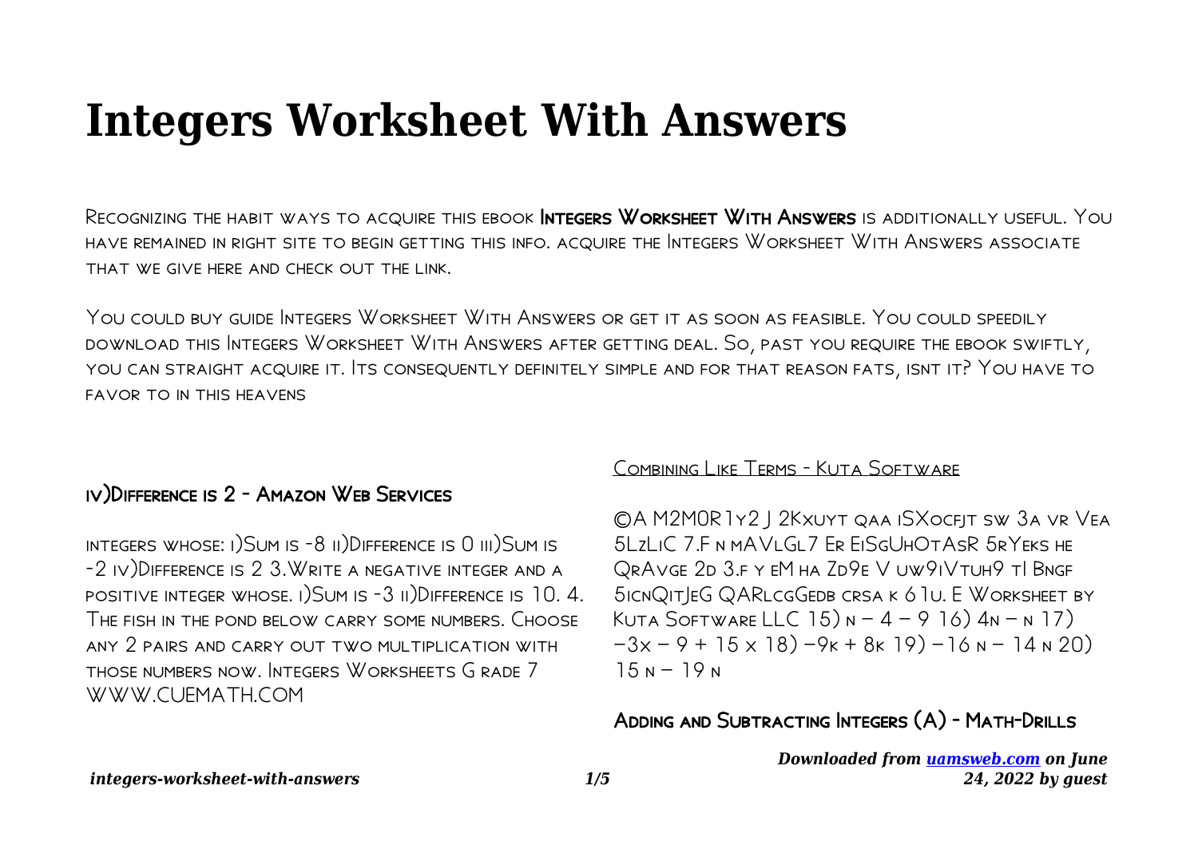# Integers Worksheet With Answers

Recognizing the habit ways to acquire this ebook **Integers Worksheet With Answers** is additionally useful. You have remained in right site to begin getting this info. acquire the Integers Worksheet With Answers associate that we give here and check out the link.

You could buy guide Integers Worksheet With Answers or get it as soon as feasible. You could speedily download this Integers Worksheet With Answers after getting deal. So, past you require the ebook swiftly, you can straight acquire it. Its consequently definitely simple and for that reason fats, isnt it? You have to favor to in this heavens

## iv)Difference is 2 - Amazon Web Services

integers whose: i)Sum is -8 ii)Difference is 0 iii)Sum is -2 iv)Difference is 2 3.Write a negative integer and a positive integer whose. i)Sum is -3 ii)Difference is 10. 4. The fish in the pond below carry some numbers. Choose any 2 pairs and carry out two multiplication with those numbers now. Integers Worksheets G rade 7 www.cuemath.com

## Combining Like Terms - Kuta Software

©A M2M0R1y2 J 2Kxuyt qaa iSXocfjt sw 3a vr Vea 5LzLiC 7.F n mAVLGL7 Er EiSgUhOtAsR 5rYeks he QrAvge 2d 3.f y eM ha Zd9e V uw9iVtuh9 tI Bngf 5icnQitJeG QARlcgGedb crsa k 61u. E Worksheet by Kuta Software LLC 15) $n - 4 - 9$ 16) $4n - n$ 17) $-3x - 9 + 15x$ 18) $-9k + 8k$ 19) $-16n - 14n$ 20) $15n - 19n$

## Adding and Subtracting Integers (A) - Math-Drills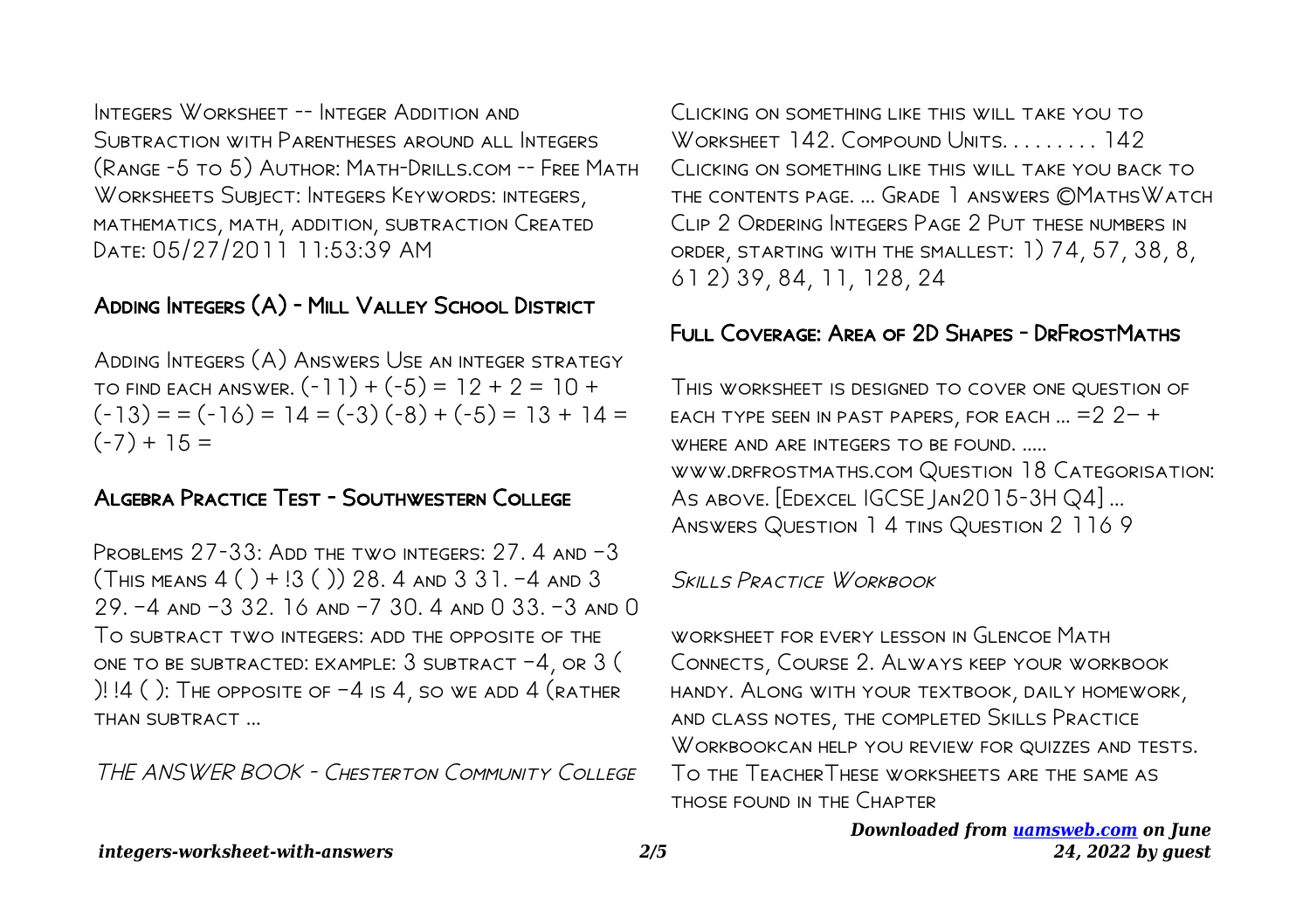Integers Worksheet -- Integer Addition and Subtraction with Parentheses around all Integers (Range -5 to 5) Author: Math-Drills.com -- Free Math Worksheets Subject: Integers Keywords: integers, mathematics, math, addition, subtraction Created Date: 05/27/2011 11:53:39 AM

## Adding Integers (A) - Mill Valley School District

Adding Integers (A) Answers Use an integer strategy to find each answer. (-11) + (-5) = 12 + 2 = 10 + (-13) = = (-16) = 14 = (-3) (-8) + (-5) = 13 + 14 = (-7) + 15 =

## Algebra Practice Test - Southwestern College

Problems 27-33: Add the two integers: 27. 4 and −3 (This means 4 ( ) + !3 ( )) 28. 4 and 3 31. −4 and 3 29. −4 and −3 32. 16 and −7 30. 4 and 0 33. −3 and 0 To subtract two integers: add the opposite of the one to be subtracted: example: 3 subtract −4, or 3 ( )! !4 ( ): The opposite of −4 is 4, so we add 4 (rather than subtract ...

*THE ANSWER BOOK - Chesterton Community College*

Clicking on something like this will take you to Worksheet 142. Compound Units. . . . . . . . . 142 Clicking on something like this will take you back to the contents page. ... Grade 1 answers ©MathsWatch Clip 2 Ordering Integers Page 2 Put these numbers in order, starting with the smallest: 1) 74, 57, 38, 8, 61 2) 39, 84, 11, 128, 24

## Full Coverage: Area of 2D Shapes - DrFrostMaths

This worksheet is designed to cover one question of each type seen in past papers, for each ... =2 2− + where and are integers to be found. ..... www.drfrostmaths.com Question 18 Categorisation: As above. [Edexcel IGCSE Jan2015-3H Q4] ... Answers Question 1 4 tins Question 2 116 9

*Skills Practice Workbook*

worksheet for every lesson in Glencoe Math Connects, Course 2. Always keep your workbook handy. Along with your textbook, daily homework, and class notes, the completed Skills Practice Workbookcan help you review for quizzes and tests. To the TeacherThese worksheets are the same as those found in the Chapter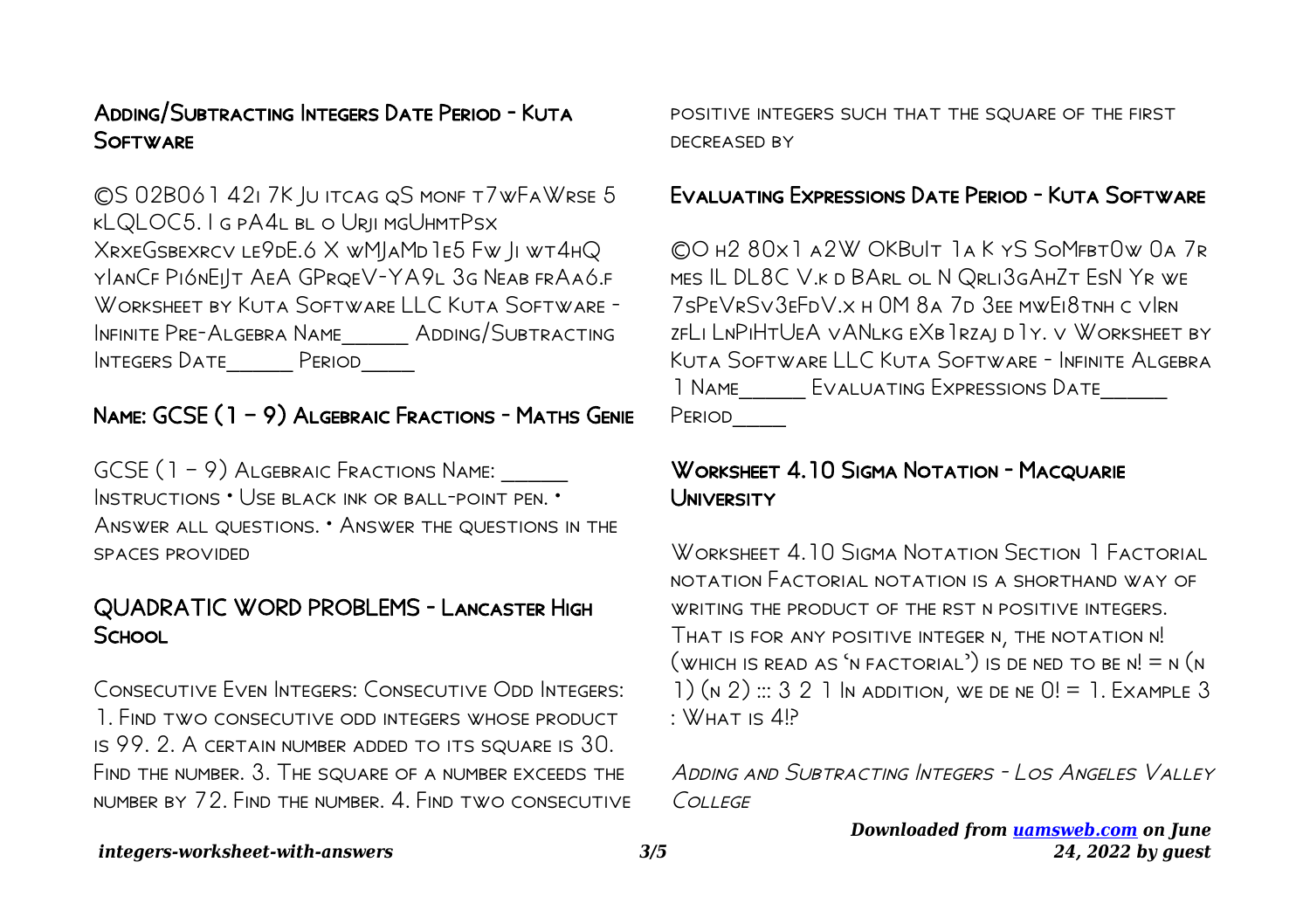### Adding/Subtracting Integers Date Period - Kuta Software

©S 02B061 42i 7K Ju itcag qS monf t7wFaWrse 5 kLQLOC5. I g pA4l bl o Urji mgUhmtPsx XrxeGsbexrcv le9dE.6 X wMJaMd 1e5 Fw Ji wt4hQ yIanCf Pi6nEiJt AeA GPrqeV-YA9l 3g Neab frAa6.f Worksheet by Kuta Software LLC Kuta Software - Infinite Pre-Algebra Name_____ Adding/Subtracting Integers Date_____ Period____

### Name: GCSE (1 – 9) Algebraic Fractions - Maths Genie

GCSE (1 – 9) Algebraic Fractions Name: _____ Instructions • Use black ink or ball-point pen. • Answer all questions. • Answer the questions in the spaces provided

### QUADRATIC WORD PROBLEMS - Lancaster High School

Consecutive Even Integers: Consecutive Odd Integers: 1. Find two consecutive odd integers whose product is 99. 2. A certain number added to its square is 30. Find the number. 3. The square of a number exceeds the number by 72. Find the number. 4. Find two consecutive positive integers such that the square of the first decreased by

### Evaluating Expressions Date Period - Kuta Software

©O h2 80x1 a2W OKBuIt 1a K yS SoMfbt0w 0a 7r mes IL DL8C V.k d BArl ol N Qrli3gAhZt EsN Yr we 7sPeVrSv3eFdV.x h 0M 8a 7d 3ee mwEi8tnh c vIrn zfLi LnPiHtUeA vANlkg eXb1rzaj d1y. v Worksheet by Kuta Software LLC Kuta Software - Infinite Algebra 1 Name_____ Evaluating Expressions Date_____ Period____

### Worksheet 4.10 Sigma Notation - Macquarie University

Worksheet 4.10 Sigma Notation Section 1 Factorial notation Factorial notation is a shorthand way of writing the product of the rst n positive integers. That is for any positive integer n, the notation n! (which is read as 'n factorial') is de ned to be n! = n (n 1) (n 2) ::: 3 2 1 In addition, we de ne 0! = 1. Example 3 : What is 4!?

### *Adding and Subtracting Integers - Los Angeles Valley College*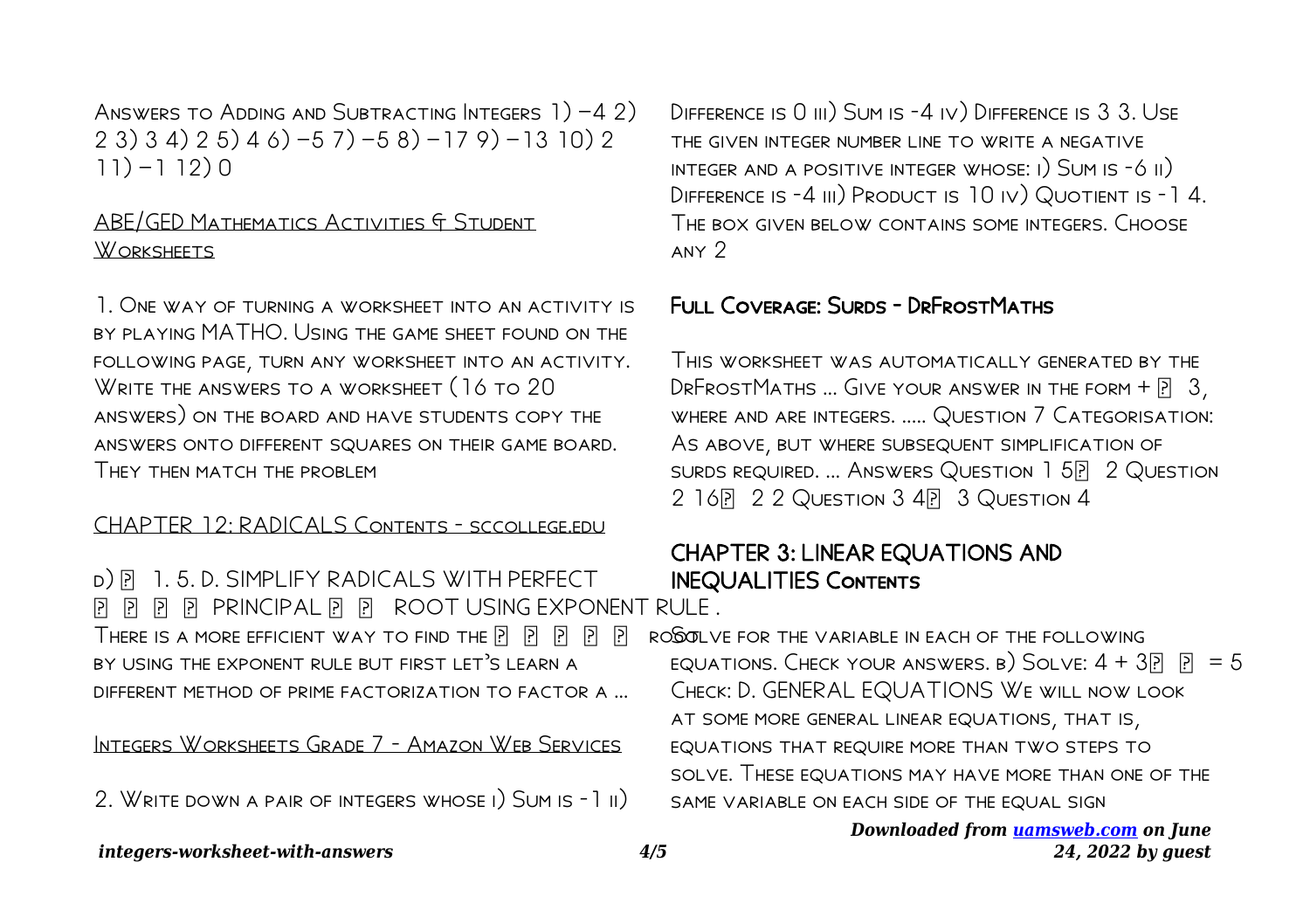Answers to Adding and Subtracting Integers 1) −4 2) 2 3) 3 4) 2 5) 4 6) −5 7) −5 8) −17 9) −13 10) 2 11) −1 12) 0

## ABE/GED Mathematics Activities & Student Worksheets

1. One way of turning a worksheet into an activity is by playing MATHO. Using the game sheet found on the following page, turn any worksheet into an activity. Write the answers to a worksheet (16 to 20 answers) on the board and have students copy the answers onto different squares on their game board. They then match the problem

## CHAPTER 12: RADICALS Contents - sccollege.edu

d) ￿ 1. 5. D. SIMPLIFY RADICALS WITH PERFECT ￿ ￿ ￿ ￿ PRINCIPAL ￿ ￿ ROOT USING EXPONENT RULE . There is a more efficient way to find the ￿ ￿ ￿ ￿ ￿ root by using the exponent rule but first let's learn a different method of prime factorization to factor a ...

## Integers Worksheets Grade 7 - Amazon Web Services

2. Write down a pair of integers whose i) Sum is -1 ii) Difference is 0 iii) Sum is -4 iv) Difference is 3 3. Use the given integer number line to write a negative integer and a positive integer whose: i) Sum is -6 ii) Difference is -4 iii) Product is 10 iv) Quotient is -1 4. The box given below contains some integers. Choose any 2

## Full Coverage: Surds - DrFrostMaths

This worksheet was automatically generated by the DrFrostMaths ... Give your answer in the form + ￿ 3, where and are integers. ..... Question 7 Categorisation: As above, but where subsequent simplification of surds required. ... Answers Question 1 5￿ 2 Question 2 16￿ 2 2 Question 3 4￿ 3 Question 4

## CHAPTER 3: LINEAR EQUATIONS AND INEQUALITIES Contents

Solve for the variable in each of the following equations. Check your answers. b) Solve: 4 + 3￿ ￿ = 5 Check: D. GENERAL EQUATIONS We will now look at some more general linear equations, that is, equations that require more than two steps to solve. These equations may have more than one of the same variable on each side of the equal sign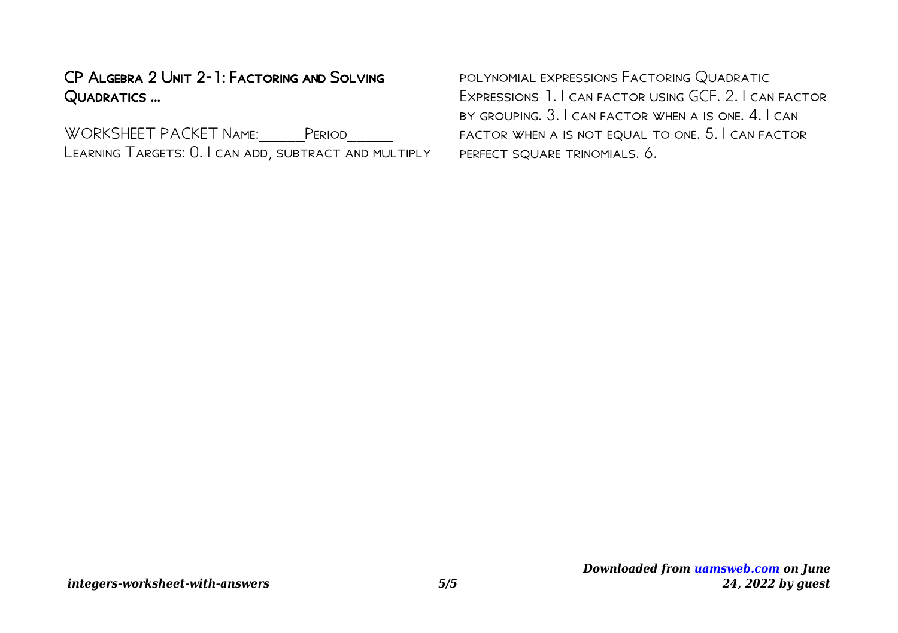### CP Algebra 2 Unit 2-1: Factoring and Solving Quadratics ...

WORKSHEET PACKET Name:______Period______ Learning Targets: 0. I can add, subtract and multiply polynomial expressions Factoring Quadratic Expressions 1. I can factor using GCF. 2. I can factor by grouping. 3. I can factor when a is one. 4. I can factor when a is not equal to one. 5. I can factor perfect square trinomials. 6.